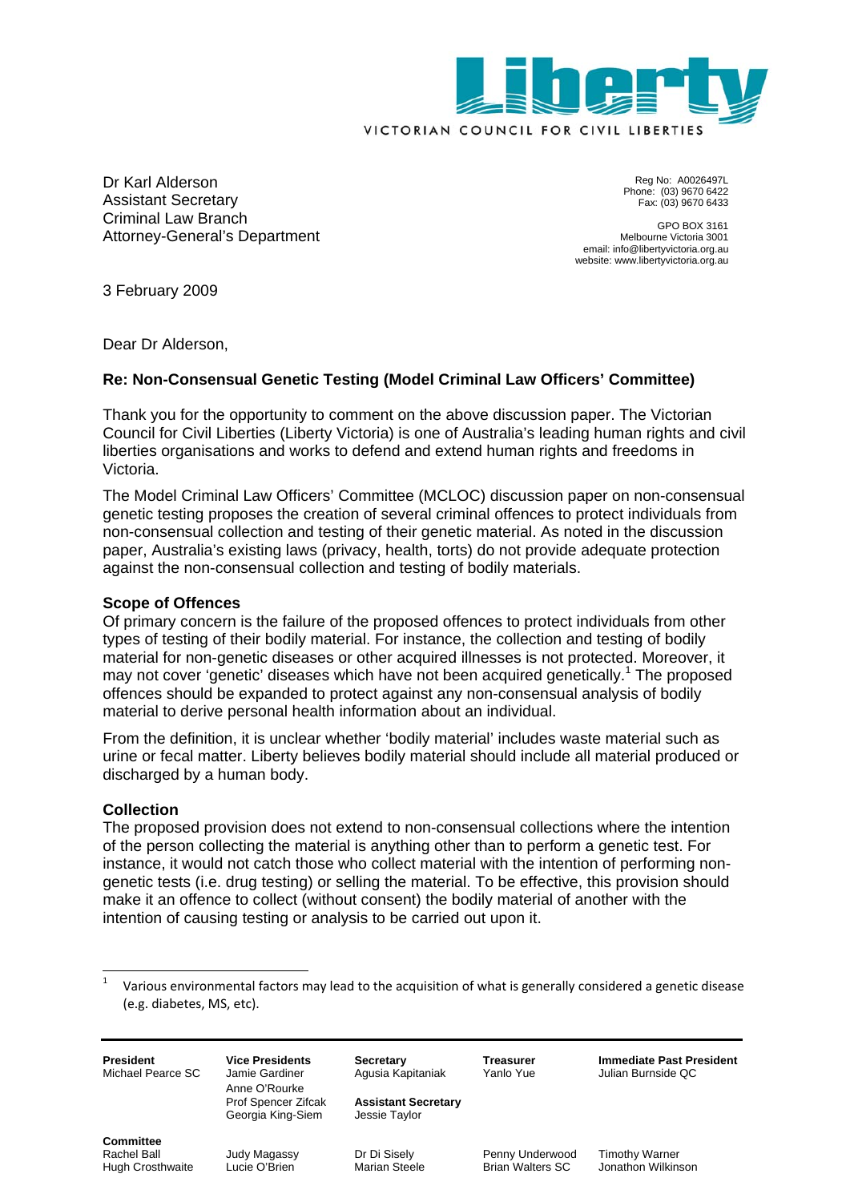Liberty

VICTORIAN COUNCIL FOR CIVIL LIBERTIES

Dr Karl Alderson
Assistant Secretary
Criminal Law Branch
Attorney-General's Department

Reg No: A0026497L
Phone: (03) 9670 6422
Fax: (03) 9670 6433

GPO BOX 3161
Melbourne Victoria 3001
email: info@libertyvictoria.org.au
website: www.libertyvictoria.org.au

3 February 2009

Dear Dr Alderson,

**Re: Non-Consensual Genetic Testing (Model Criminal Law Officers' Committee)**

Thank you for the opportunity to comment on the above discussion paper. The Victorian Council for Civil Liberties (Liberty Victoria) is one of Australia's leading human rights and civil liberties organisations and works to defend and extend human rights and freedoms in Victoria.

The Model Criminal Law Officers' Committee (MCLOC) discussion paper on non-consensual genetic testing proposes the creation of several criminal offences to protect individuals from non-consensual collection and testing of their genetic material. As noted in the discussion paper, Australia's existing laws (privacy, health, torts) do not provide adequate protection against the non-consensual collection and testing of bodily materials.

**Scope of Offences**

Of primary concern is the failure of the proposed offences to protect individuals from other types of testing of their bodily material. For instance, the collection and testing of bodily material for non-genetic diseases or other acquired illnesses is not protected. Moreover, it may not cover 'genetic' diseases which have not been acquired genetically.[1] The proposed offences should be expanded to protect against any non-consensual analysis of bodily material to derive personal health information about an individual.

From the definition, it is unclear whether 'bodily material' includes waste material such as urine or fecal matter. Liberty believes bodily material should include all material produced or discharged by a human body.

**Collection**

The proposed provision does not extend to non-consensual collections where the intention of the person collecting the material is anything other than to perform a genetic test. For instance, it would not catch those who collect material with the intention of performing non-genetic tests (i.e. drug testing) or selling the material. To be effective, this provision should make it an offence to collect (without consent) the bodily material of another with the intention of causing testing or analysis to be carried out upon it.

[1] Various environmental factors may lead to the acquisition of what is generally considered a genetic disease (e.g. diabetes, MS, etc).

| **President** | **Vice Presidents** | **Secretary** | **Treasurer** | **Immediate Past President** |
| --- | --- | --- | --- | --- |
| Michael Pearce SC | Jamie Gardiner | Agusia Kapitaniak | Yanlo Yue | Julian Burnside QC |
| | Anne O'Rourke | | | |
| | Prof Spencer Zifcak | **Assistant Secretary** | | |
| | Georgia King-Siem | Jessie Taylor | | |
| **Committee** | | | | |
| Rachel Ball | Judy Magassy | Dr Di Sisely | Penny Underwood | Timothy Warner |
| Hugh Crosthwaite | Lucie O'Brien | Marian Steele | Brian Walters SC | Jonathon Wilkinson |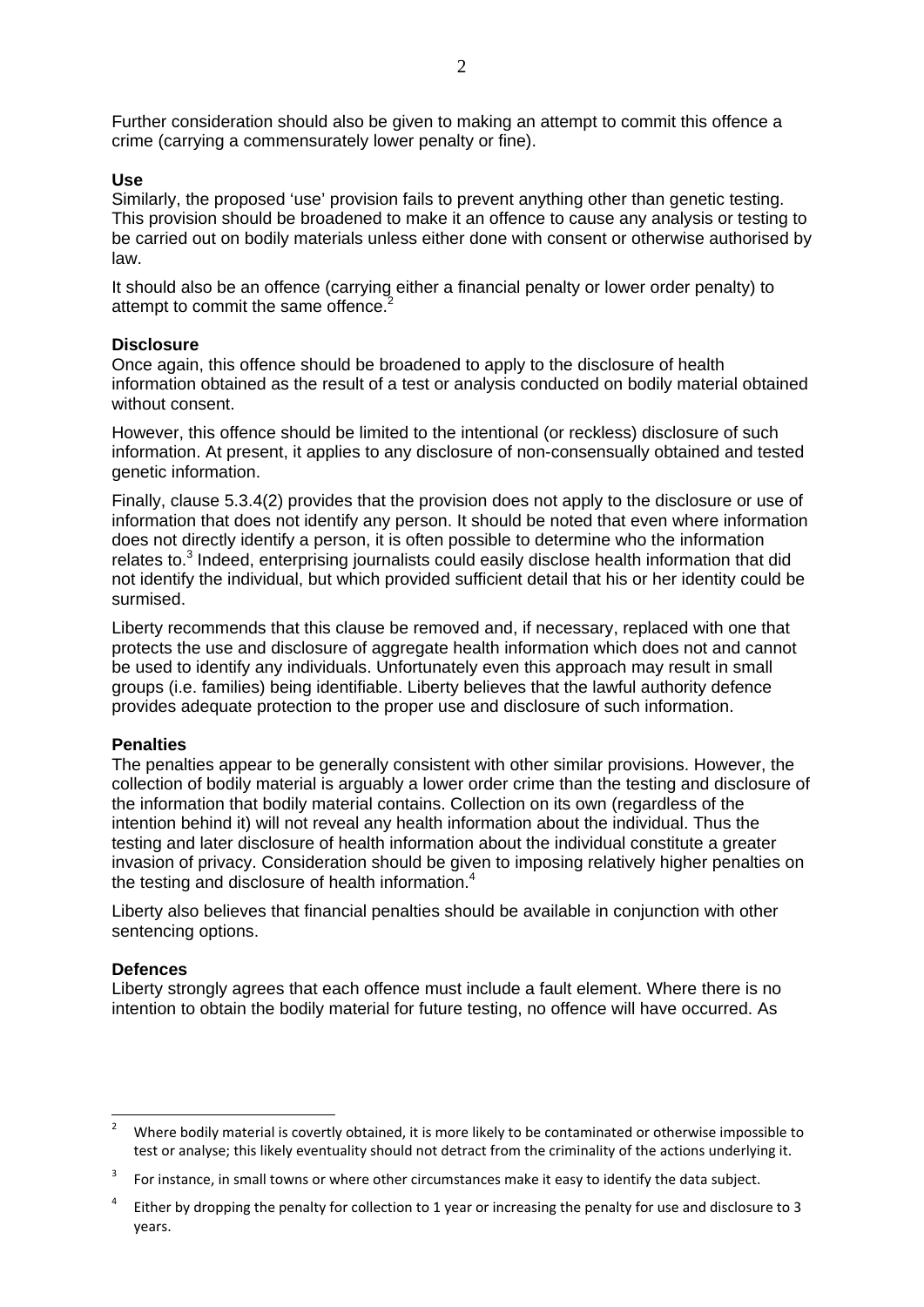Further consideration should also be given to making an attempt to commit this offence a crime (carrying a commensurately lower penalty or fine).

**Use**

Similarly, the proposed 'use' provision fails to prevent anything other than genetic testing. This provision should be broadened to make it an offence to cause any analysis or testing to be carried out on bodily materials unless either done with consent or otherwise authorised by law.

It should also be an offence (carrying either a financial penalty or lower order penalty) to attempt to commit the same offence.[2]

**Disclosure**

Once again, this offence should be broadened to apply to the disclosure of health information obtained as the result of a test or analysis conducted on bodily material obtained without consent.

However, this offence should be limited to the intentional (or reckless) disclosure of such information. At present, it applies to any disclosure of non-consensually obtained and tested genetic information.

Finally, clause 5.3.4(2) provides that the provision does not apply to the disclosure or use of information that does not identify any person. It should be noted that even where information does not directly identify a person, it is often possible to determine who the information relates to.[3] Indeed, enterprising journalists could easily disclose health information that did not identify the individual, but which provided sufficient detail that his or her identity could be surmised.

Liberty recommends that this clause be removed and, if necessary, replaced with one that protects the use and disclosure of aggregate health information which does not and cannot be used to identify any individuals. Unfortunately even this approach may result in small groups (i.e. families) being identifiable. Liberty believes that the lawful authority defence provides adequate protection to the proper use and disclosure of such information.

**Penalties**

The penalties appear to be generally consistent with other similar provisions. However, the collection of bodily material is arguably a lower order crime than the testing and disclosure of the information that bodily material contains. Collection on its own (regardless of the intention behind it) will not reveal any health information about the individual. Thus the testing and later disclosure of health information about the individual constitute a greater invasion of privacy. Consideration should be given to imposing relatively higher penalties on the testing and disclosure of health information.[4]

Liberty also believes that financial penalties should be available in conjunction with other sentencing options.

**Defences**

Liberty strongly agrees that each offence must include a fault element. Where there is no intention to obtain the bodily material for future testing, no offence will have occurred. As

---

[2] Where bodily material is covertly obtained, it is more likely to be contaminated or otherwise impossible to test or analyse; this likely eventuality should not detract from the criminality of the actions underlying it.

[3] For instance, in small towns or where other circumstances make it easy to identify the data subject.

[4] Either by dropping the penalty for collection to 1 year or increasing the penalty for use and disclosure to 3 years.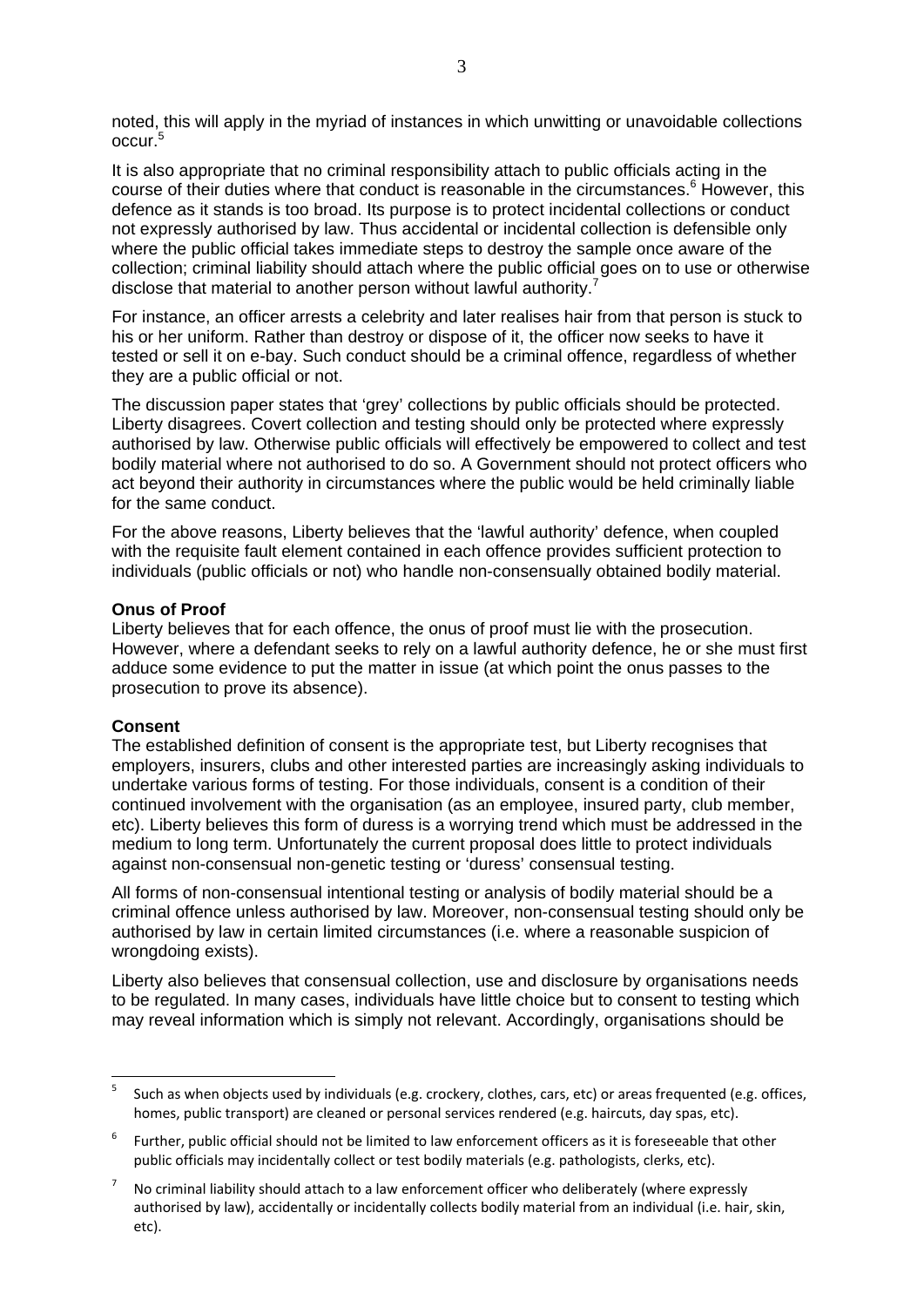noted, this will apply in the myriad of instances in which unwitting or unavoidable collections occur.[5]

It is also appropriate that no criminal responsibility attach to public officials acting in the course of their duties where that conduct is reasonable in the circumstances.[6] However, this defence as it stands is too broad. Its purpose is to protect incidental collections or conduct not expressly authorised by law. Thus accidental or incidental collection is defensible only where the public official takes immediate steps to destroy the sample once aware of the collection; criminal liability should attach where the public official goes on to use or otherwise disclose that material to another person without lawful authority.[7]

For instance, an officer arrests a celebrity and later realises hair from that person is stuck to his or her uniform. Rather than destroy or dispose of it, the officer now seeks to have it tested or sell it on e-bay. Such conduct should be a criminal offence, regardless of whether they are a public official or not.

The discussion paper states that 'grey' collections by public officials should be protected. Liberty disagrees. Covert collection and testing should only be protected where expressly authorised by law. Otherwise public officials will effectively be empowered to collect and test bodily material where not authorised to do so. A Government should not protect officers who act beyond their authority in circumstances where the public would be held criminally liable for the same conduct.

For the above reasons, Liberty believes that the 'lawful authority' defence, when coupled with the requisite fault element contained in each offence provides sufficient protection to individuals (public officials or not) who handle non-consensually obtained bodily material.

**Onus of Proof**

Liberty believes that for each offence, the onus of proof must lie with the prosecution. However, where a defendant seeks to rely on a lawful authority defence, he or she must first adduce some evidence to put the matter in issue (at which point the onus passes to the prosecution to prove its absence).

**Consent**

The established definition of consent is the appropriate test, but Liberty recognises that employers, insurers, clubs and other interested parties are increasingly asking individuals to undertake various forms of testing. For those individuals, consent is a condition of their continued involvement with the organisation (as an employee, insured party, club member, etc). Liberty believes this form of duress is a worrying trend which must be addressed in the medium to long term. Unfortunately the current proposal does little to protect individuals against non-consensual non-genetic testing or 'duress' consensual testing.

All forms of non-consensual intentional testing or analysis of bodily material should be a criminal offence unless authorised by law. Moreover, non-consensual testing should only be authorised by law in certain limited circumstances (i.e. where a reasonable suspicion of wrongdoing exists).

Liberty also believes that consensual collection, use and disclosure by organisations needs to be regulated. In many cases, individuals have little choice but to consent to testing which may reveal information which is simply not relevant. Accordingly, organisations should be

---

[5] Such as when objects used by individuals (e.g. crockery, clothes, cars, etc) or areas frequented (e.g. offices, homes, public transport) are cleaned or personal services rendered (e.g. haircuts, day spas, etc).

[6] Further, public official should not be limited to law enforcement officers as it is foreseeable that other public officials may incidentally collect or test bodily materials (e.g. pathologists, clerks, etc).

[7] No criminal liability should attach to a law enforcement officer who deliberately (where expressly authorised by law), accidentally or incidentally collects bodily material from an individual (i.e. hair, skin, etc).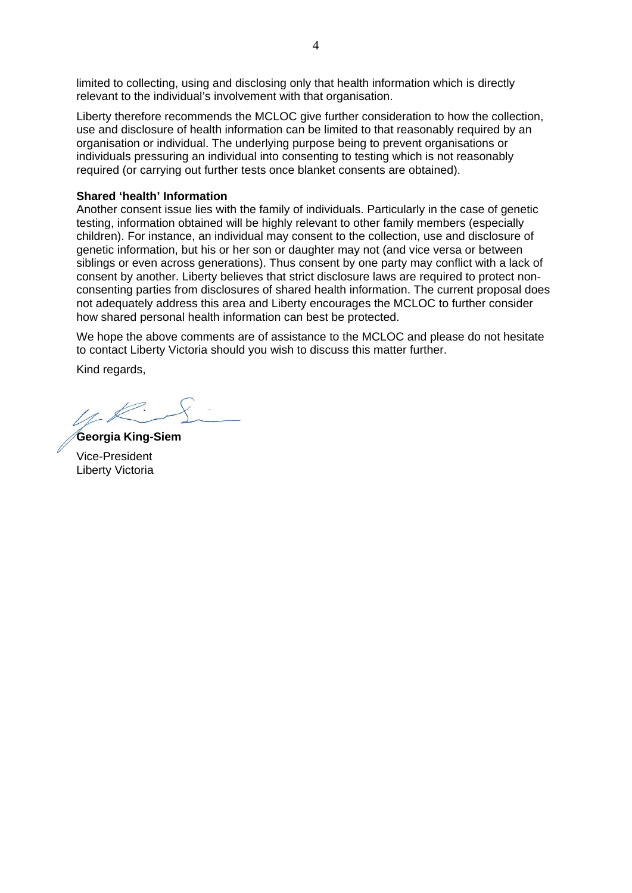limited to collecting, using and disclosing only that health information which is directly relevant to the individual's involvement with that organisation.

Liberty therefore recommends the MCLOC give further consideration to how the collection, use and disclosure of health information can be limited to that reasonably required by an organisation or individual. The underlying purpose being to prevent organisations or individuals pressuring an individual into consenting to testing which is not reasonably required (or carrying out further tests once blanket consents are obtained).

**Shared 'health' Information**

Another consent issue lies with the family of individuals. Particularly in the case of genetic testing, information obtained will be highly relevant to other family members (especially children). For instance, an individual may consent to the collection, use and disclosure of genetic information, but his or her son or daughter may not (and vice versa or between siblings or even across generations). Thus consent by one party may conflict with a lack of consent by another. Liberty believes that strict disclosure laws are required to protect non-consenting parties from disclosures of shared health information. The current proposal does not adequately address this area and Liberty encourages the MCLOC to further consider how shared personal health information can best be protected.

We hope the above comments are of assistance to the MCLOC and please do not hesitate to contact Liberty Victoria should you wish to discuss this matter further.

Kind regards,

**Georgia King-Siem**

Vice-President
Liberty Victoria